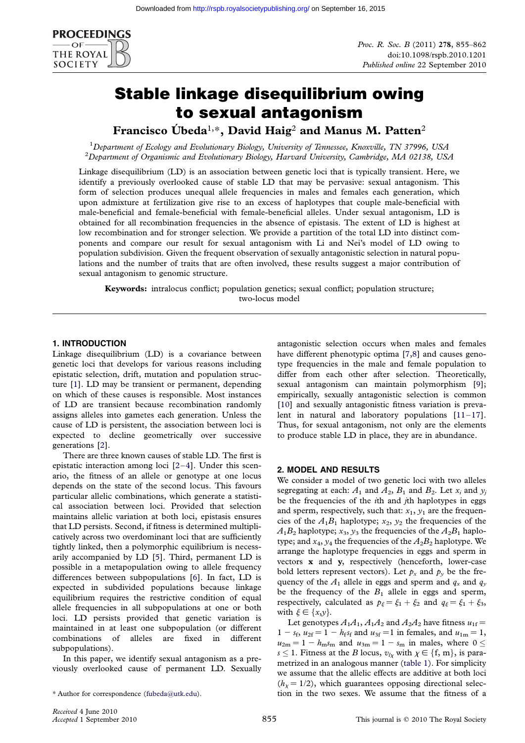# Stable linkage disequilibrium owing to sexual antagonism

**Francisco Úbeda[1,*], David Haig[2] and Manus M. Patten[2]**

[1]*Department of Ecology and Evolutionary Biology, University of Tennessee, Knoxville, TN 37996, USA*
[2]*Department of Organismic and Evolutionary Biology, Harvard University, Cambridge, MA 02138, USA*

Linkage disequilibrium (LD) is an association between genetic loci that is typically transient. Here, we identify a previously overlooked cause of stable LD that may be pervasive: sexual antagonism. This form of selection produces unequal allele frequencies in males and females each generation, which upon admixture at fertilization give rise to an excess of haplotypes that couple male-beneficial with male-beneficial and female-beneficial with female-beneficial alleles. Under sexual antagonism, LD is obtained for all recombination frequencies in the absence of epistasis. The extent of LD is highest at low recombination and for stronger selection. We provide a partition of the total LD into distinct components and compare our result for sexual antagonism with Li and Nei's model of LD owing to population subdivision. Given the frequent observation of sexually antagonistic selection in natural populations and the number of traits that are often involved, these results suggest a major contribution of sexual antagonism to genomic structure.

**Keywords:** intralocus conflict; population genetics; sexual conflict; population structure; two-locus model

## 1. INTRODUCTION

Linkage disequilibrium (LD) is a covariance between genetic loci that develops for various reasons including epistatic selection, drift, mutation and population structure [1]. LD may be transient or permanent, depending on which of these causes is responsible. Most instances of LD are transient because recombination randomly assigns alleles into gametes each generation. Unless the cause of LD is persistent, the association between loci is expected to decline geometrically over successive generations [2].

There are three known causes of stable LD. The first is epistatic interaction among loci [2–4]. Under this scenario, the fitness of an allele or genotype at one locus depends on the state of the second locus. This favours particular allelic combinations, which generate a statistical association between loci. Provided that selection maintains allelic variation at both loci, epistasis ensures that LD persists. Second, if fitness is determined multiplicatively across two overdominant loci that are sufficiently tightly linked, then a polymorphic equilibrium is necessarily accompanied by LD [5]. Third, permanent LD is possible in a metapopulation owing to allele frequency differences between subpopulations [6]. In fact, LD is expected in subdivided populations because linkage equilibrium requires the restrictive condition of equal allele frequencies in all subpopulations at one or both loci. LD persists provided that genetic variation is maintained in at least one subpopulation (or different combinations of alleles are fixed in different subpopulations).

In this paper, we identify sexual antagonism as a previously overlooked cause of permanent LD. Sexually antagonistic selection occurs when males and females have different phenotypic optima [7,8] and causes genotype frequencies in the male and female population to differ from each other after selection. Theoretically, sexual antagonism can maintain polymorphism [9]; empirically, sexually antagonistic selection is common [10] and sexually antagonistic fitness variation is prevalent in natural and laboratory populations [11–17]. Thus, for sexual antagonism, not only are the elements to produce stable LD in place, they are in abundance.

## 2. MODEL AND RESULTS

We consider a model of two genetic loci with two alleles segregating at each: $A_1$ and $A_2$, $B_1$ and $B_2$. Let $x_i$ and $y_j$ be the frequencies of the $i$th and $j$th haplotypes in eggs and sperm, respectively, such that: $x_1$, $y_1$ are the frequencies of the $A_1B_1$ haplotype; $x_2$, $y_2$ the frequencies of the $A_1B_2$ haplotype; $x_3$, $y_3$ the frequencies of the $A_2B_1$ haplotype; and $x_4$, $y_4$ the frequencies of the $A_2B_2$ haplotype. We arrange the haplotype frequencies in eggs and sperm in vectors $\mathbf{x}$ and $\mathbf{y}$, respectively (henceforth, lower-case bold letters represent vectors). Let $p_x$ and $p_y$ be the frequency of the $A_1$ allele in eggs and sperm and $q_x$ and $q_y$ be the frequency of the $B_1$ allele in eggs and sperm, respectively, calculated as $p_\xi = \xi_1 + \xi_2$ and $q_\xi = \xi_1 + \xi_3$, with $\xi \in \{x,y\}$.

Let genotypes $A_1A_1$, $A_1A_2$ and $A_2A_2$ have fitness $u_{1f} = 1 - s_f$, $u_{2f} = 1 - h_f s_f$ and $u_{3f} = 1$ in females, and $u_{1m} = 1$, $u_{2m} = 1 - h_m s_m$ and $u_{3m} = 1 - s_m$ in males, where $0 \leq s \leq 1$. Fitness at the $B$ locus, $v_{l_\chi}$ with $\chi \in \{f, m\}$, is parametrized in an analogous manner (table 1). For simplicity we assume that the allelic effects are additive at both loci ($h_\chi = 1/2$), which guarantees opposing directional selection in the two sexes. We assume that the fitness of a

\* Author for correspondence (fubeda@utk.edu).

*Received* 4 June 2010
*Accepted* 1 September 2010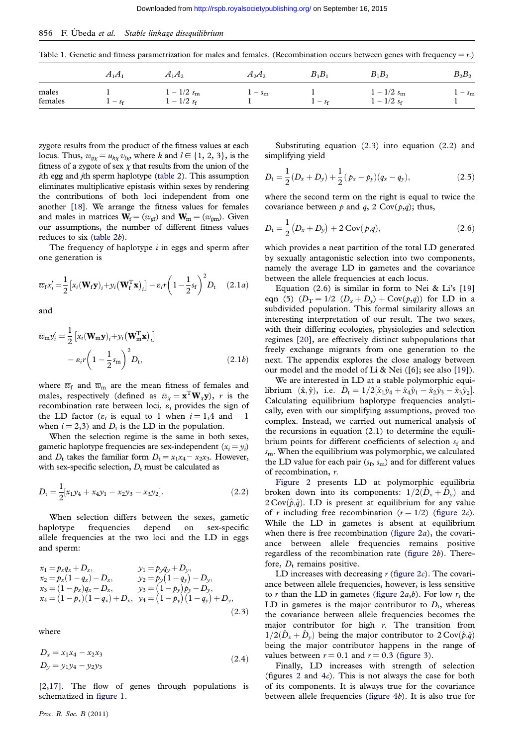Table 1. Genetic and fitness parametrization for males and females. (Recombination occurs between genes with frequency = $r$.)

| | $A_1A_1$ | $A_1A_2$ | $A_2A_2$ | $B_1B_1$ | $B_1B_2$ | $B_2B_2$ |
|---|---|---|---|---|---|---|
| males | 1 | $1-1/2\ s_m$ | $1-s_m$ | 1 | $1-1/2\ s_m$ | $1-s_m$ |
| females | $1-s_f$ | $1-1/2\ s_f$ | 1 | $1-s_f$ | $1-1/2\ s_f$ | 1 |

zygote results from the product of the fitness values at each locus. Thus, $w_{ij\chi} = u_{k\chi} v_{l\chi}$, where $k$ and $l \in \{1, 2, 3\}$, is the fitness of a zygote of sex $\chi$ that results from the union of the $i$th egg and $j$th sperm haplotype (table 2). This assumption eliminates multiplicative epistasis within sexes by rendering the contributions of both loci independent from one another [18]. We arrange the fitness values for females and males in matrices $\mathbf{W}_f = (w_{ijf})$ and $\mathbf{W}_m = (w_{ijm})$. Given our assumptions, the number of different fitness values reduces to six (table 2b).

The frequency of haplotype $i$ in eggs and sperm after one generation is

$$\overline{w}_f x_i' = \frac{1}{2}\left[x_i(\mathbf{W}_f\mathbf{y})_i + y_i\left(\mathbf{W}_f^{\mathrm{T}}\mathbf{x}\right)_i\right] - \varepsilon_i r\left(1-\frac{1}{2}s_f\right)^2 D_t \quad (2.1a)$$

and

$$\overline{w}_m y_i' = \frac{1}{2}\left[x_i(\mathbf{W}_m\mathbf{y})_i + y_i\left(\mathbf{W}_m^{\mathrm{T}}\mathbf{x}\right)_i\right] - \varepsilon_i r\left(1-\frac{1}{2}s_m\right)^2 D_t, \quad (2.1b)$$

where $\overline{w}_f$ and $\overline{w}_m$ are the mean fitness of females and males, respectively (defined as $\bar{w}_\chi = \mathbf{x}^{\mathrm{T}}\mathbf{W}_\chi\mathbf{y}$), $r$ is the recombination rate between loci, $\varepsilon_i$ provides the sign of the LD factor ($\varepsilon_i$ is equal to 1 when $i = 1,4$ and $-1$ when $i = 2,3$) and $D_t$ is the LD in the population.

When the selection regime is the same in both sexes, gametic haplotype frequencies are sex-independent ($x_i = y_i$) and $D_t$ takes the familiar form $D_t = x_1x_4 - x_2x_3$. However, with sex-specific selection, $D_t$ must be calculated as

$$D_t = \frac{1}{2}[x_1y_4 + x_4y_1 - x_2y_3 - x_3y_2]. \quad (2.2)$$

When selection differs between the sexes, gametic haplotype frequencies depend on sex-specific allele frequencies at the two loci and the LD in eggs and sperm:

$$\begin{aligned}
x_1 &= p_xq_x + D_x, & y_1 &= p_yq_y + D_y,\\
x_2 &= p_x(1-q_x) - D_x, & y_2 &= p_y(1-q_y) - D_y,\\
x_3 &= (1-p_x)q_x - D_x, & y_3 &= (1-p_y)p_y - D_y,\\
x_4 &= (1-p_x)(1-q_x) + D_x, & y_4 &= (1-p_y)(1-q_y) + D_y,
\end{aligned} \quad (2.3)$$

where

$$\begin{aligned}
D_x &= x_1x_4 - x_2x_3\\
D_y &= y_1y_4 - y_2y_3
\end{aligned} \quad (2.4)$$

[2,17]. The flow of genes through populations is schematized in figure 1.

Substituting equation (2.3) into equation (2.2) and simplifying yield

$$D_t = \frac{1}{2}(D_x + D_y) + \frac{1}{2}(p_x - p_y)(q_x - q_y), \quad (2.5)$$

where the second term on the right is equal to twice the covariance between $p$ and $q$, $2\ \mathrm{Cov}(p,q)$; thus,

$$D_t = \frac{1}{2}(D_x + D_y) + 2\,\mathrm{Cov}(p,q), \quad (2.6)$$

which provides a neat partition of the total LD generated by sexually antagonistic selection into two components, namely the average LD in gametes and the covariance between the allele frequencies at each locus.

Equation (2.6) is similar in form to Nei & Li's [19] eqn (5) ($D_T = 1/2\ (D_x + D_y) + \mathrm{Cov}(p,q)$) for LD in a subdivided population. This formal similarity allows an interesting interpretation of our result. The two sexes, with their differing ecologies, physiologies and selection regimes [20], are effectively distinct subpopulations that freely exchange migrants from one generation to the next. The appendix explores the close analogy between our model and the model of Li & Nei ([6]; see also [19]).

We are interested in LD at a stable polymorphic equilibrium $(\hat{x}, \hat{y})$, i.e. $\hat{D}_t = 1/2[\hat{x}_1\hat{y}_4 + \hat{x}_4\hat{y}_1 - \hat{x}_2\hat{y}_3 - \hat{x}_3\hat{y}_2]$. Calculating equilibrium haplotype frequencies analytically, even with our simplifying assumptions, proved too complex. Instead, we carried out numerical analysis of the recursions in equation (2.1) to determine the equilibrium points for different coefficients of selection $s_f$ and $s_m$. When the equilibrium was polymorphic, we calculated the LD value for each pair ($s_f$, $s_m$) and for different values of recombination, $r$.

Figure 2 presents LD at polymorphic equilibria broken down into its components: $1/2(\hat{D}_x + \hat{D}_y)$ and $2\,\mathrm{Cov}(\hat{p},\hat{q})$. LD is present at equilibrium for any value of $r$ including free recombination ($r = 1/2$) (figure 2c). While the LD in gametes is absent at equilibrium when there is free recombination (figure 2a), the covariance between allele frequencies remains positive regardless of the recombination rate (figure 2b). Therefore, $D_t$ remains positive.

LD increases with decreasing $r$ (figure 2c). The covariance between allele frequencies, however, is less sensitive to $r$ than the LD in gametes (figure 2a,b). For low $r$, the LD in gametes is the major contributor to $D_t$, whereas the covariance between allele frequencies becomes the major contributor for high $r$. The transition from $1/2(\hat{D}_x + \hat{D}_y)$ being the major contributor to $2\,\mathrm{Cov}(\hat{p},\hat{q})$ being the major contributor happens in the range of values between $r = 0.1$ and $r = 0.3$ (figure 3).

Finally, LD increases with strength of selection (figures 2 and 4c). This is not always the case for both of its components. It is always true for the covariance between allele frequencies (figure 4b). It is also true for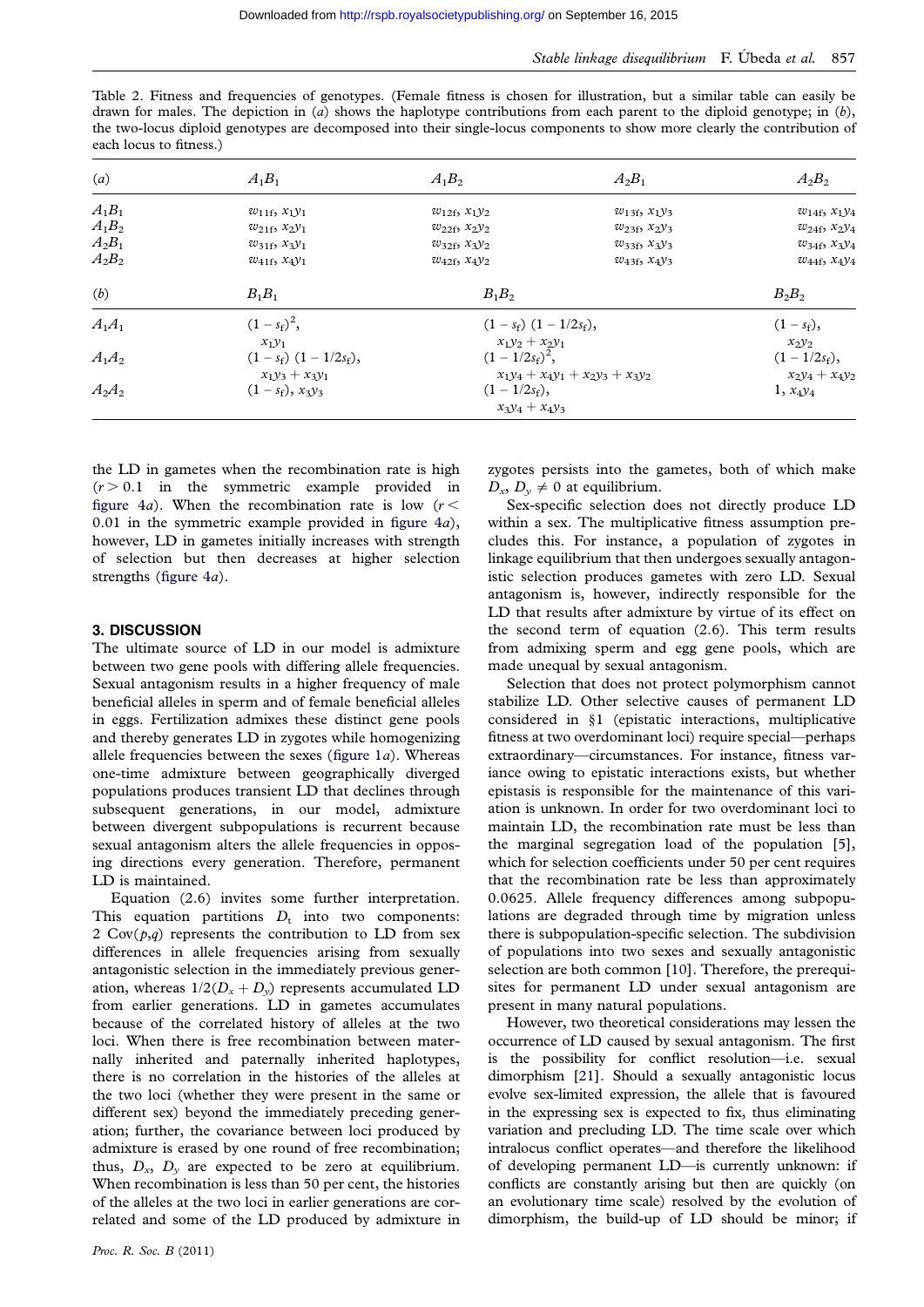Table 2. Fitness and frequencies of genotypes. (Female fitness is chosen for illustration, but a similar table can easily be drawn for males. The depiction in (*a*) shows the haplotype contributions from each parent to the diploid genotype; in (*b*), the two-locus diploid genotypes are decomposed into their single-locus components to show more clearly the contribution of each locus to fitness.)

| (*a*) | $A_1B_1$ | $A_1B_2$ | $A_2B_1$ | $A_2B_2$ |
|---|---|---|---|---|
| $A_1B_1$ | $w_{11f}$, $x_1y_1$ | $w_{12f}$, $x_1y_2$ | $w_{13f}$, $x_1y_3$ | $w_{14f}$, $x_1y_4$ |
| $A_1B_2$ | $w_{21f}$, $x_2y_1$ | $w_{22f}$, $x_2y_2$ | $w_{23f}$, $x_2y_3$ | $w_{24f}$, $x_2y_4$ |
| $A_2B_1$ | $w_{31f}$, $x_3y_1$ | $w_{32f}$, $x_3y_2$ | $w_{33f}$, $x_3y_3$ | $w_{34f}$, $x_3y_4$ |
| $A_2B_2$ | $w_{41f}$, $x_4y_1$ | $w_{42f}$, $x_4y_2$ | $w_{43f}$, $x_4y_3$ | $w_{44f}$, $x_4y_4$ |

| (*b*) | $B_1B_1$ | $B_1B_2$ | $B_2B_2$ |
|---|---|---|---|
| $A_1A_1$ | $(1-s_f)^2$, $x_1y_1$ | $(1-s_f)(1-1/2s_f)$, $x_1y_2+x_2y_1$ | $(1-s_f)$, $x_2y_2$ |
| $A_1A_2$ | $(1-s_f)(1-1/2s_f)$, $x_1y_3+x_3y_1$ | $(1-1/2s_f)^2$, $x_1y_4+x_4y_1+x_2y_3+x_3y_2$ | $(1-1/2s_f)$, $x_2y_4+x_4y_2$ |
| $A_2A_2$ | $(1-s_f)$, $x_3y_3$ | $(1-1/2s_f)$, $x_3y_4+x_4y_3$ | $1$, $x_4y_4$ |

the LD in gametes when the recombination rate is high ($r > 0.1$ in the symmetric example provided in figure 4*a*). When the recombination rate is low ($r < 0.01$ in the symmetric example provided in figure 4*a*), however, LD in gametes initially increases with strength of selection but then decreases at higher selection strengths (figure 4*a*).

## 3. DISCUSSION

The ultimate source of LD in our model is admixture between two gene pools with differing allele frequencies. Sexual antagonism results in a higher frequency of male beneficial alleles in sperm and of female beneficial alleles in eggs. Fertilization admixes these distinct gene pools and thereby generates LD in zygotes while homogenizing allele frequencies between the sexes (figure 1*a*). Whereas one-time admixture between geographically diverged populations produces transient LD that declines through subsequent generations, in our model, admixture between divergent subpopulations is recurrent because sexual antagonism alters the allele frequencies in opposing directions every generation. Therefore, permanent LD is maintained.

Equation (2.6) invites some further interpretation. This equation partitions $D_t$ into two components: $2\,\mathrm{Cov}(p,q)$ represents the contribution to LD from sex differences in allele frequencies arising from sexually antagonistic selection in the immediately previous generation, whereas $1/2(D_x + D_y)$ represents accumulated LD from earlier generations. LD in gametes accumulates because of the correlated history of alleles at the two loci. When there is free recombination between maternally inherited and paternally inherited haplotypes, there is no correlation in the histories of the alleles at the two loci (whether they were present in the same or different sex) beyond the immediately preceding generation; further, the covariance between loci produced by admixture is erased by one round of free recombination; thus, $D_x$, $D_y$ are expected to be zero at equilibrium. When recombination is less than 50 per cent, the histories of the alleles at the two loci in earlier generations are correlated and some of the LD produced by admixture in zygotes persists into the gametes, both of which make $D_x, D_y \neq 0$ at equilibrium.

Sex-specific selection does not directly produce LD within a sex. The multiplicative fitness assumption precludes this. For instance, a population of zygotes in linkage equilibrium that then undergoes sexually antagonistic selection produces gametes with zero LD. Sexual antagonism is, however, indirectly responsible for the LD that results after admixture by virtue of its effect on the second term of equation (2.6). This term results from admixing sperm and egg gene pools, which are made unequal by sexual antagonism.

Selection that does not protect polymorphism cannot stabilize LD. Other selective causes of permanent LD considered in §1 (epistatic interactions, multiplicative fitness at two overdominant loci) require special—perhaps extraordinary—circumstances. For instance, fitness variance owing to epistatic interactions exists, but whether epistasis is responsible for the maintenance of this variation is unknown. In order for two overdominant loci to maintain LD, the recombination rate must be less than the marginal segregation load of the population [5], which for selection coefficients under 50 per cent requires that the recombination rate be less than approximately 0.0625. Allele frequency differences among subpopulations are degraded through time by migration unless there is subpopulation-specific selection. The subdivision of populations into two sexes and sexually antagonistic selection are both common [10]. Therefore, the prerequisites for permanent LD under sexual antagonism are present in many natural populations.

However, two theoretical considerations may lessen the occurrence of LD caused by sexual antagonism. The first is the possibility for conflict resolution—i.e. sexual dimorphism [21]. Should a sexually antagonistic locus evolve sex-limited expression, the allele that is favoured in the expressing sex is expected to fix, thus eliminating variation and precluding LD. The time scale over which intralocus conflict operates—and therefore the likelihood of developing permanent LD—is currently unknown: if conflicts are constantly arising but then are quickly (on an evolutionary time scale) resolved by the evolution of dimorphism, the build-up of LD should be minor; if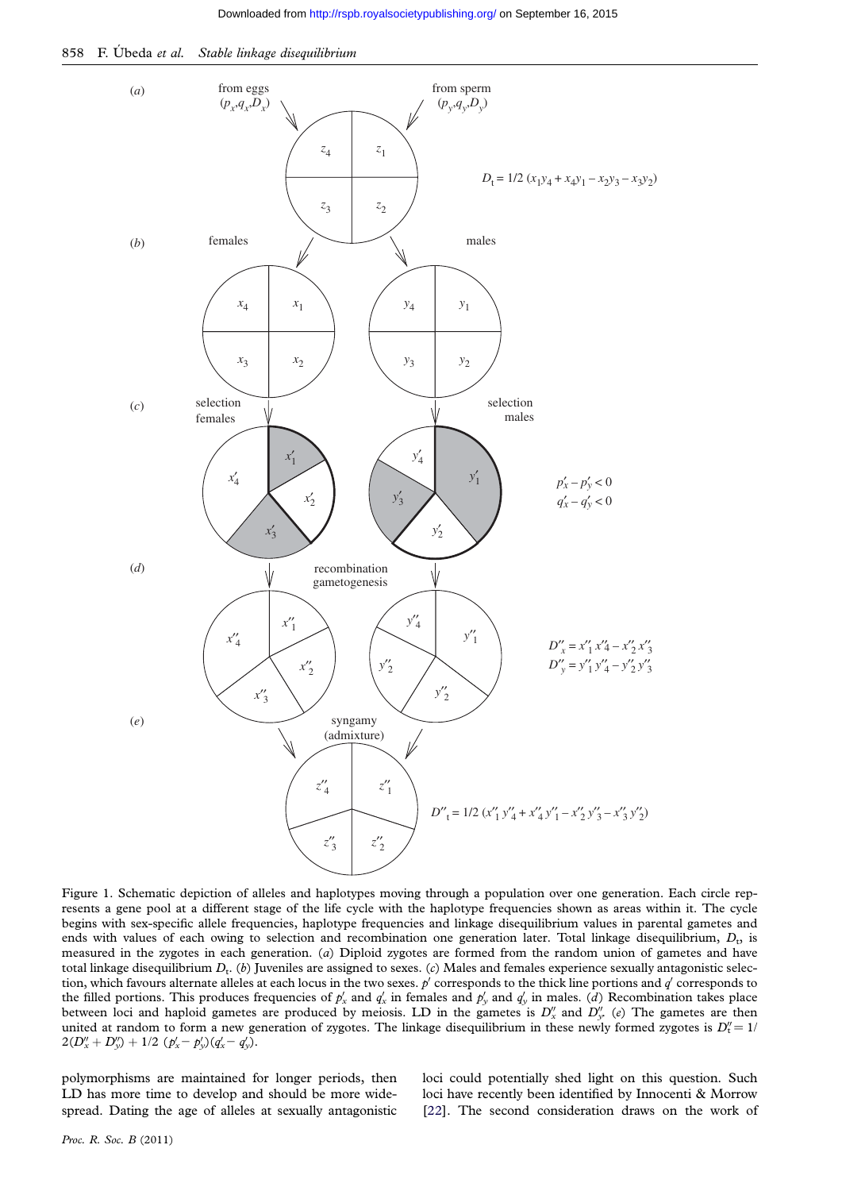Figure 1. Schematic depiction of alleles and haplotypes moving through a population over one generation. Each circle represents a gene pool at a different stage of the life cycle with the haplotype frequencies shown as areas within it. The cycle begins with sex-specific allele frequencies, haplotype frequencies and linkage disequilibrium values in parental gametes and ends with values of each owing to selection and recombination one generation later. Total linkage disequilibrium, $D_t$, is measured in the zygotes in each generation. (*a*) Diploid zygotes are formed from the random union of gametes and have total linkage disequilibrium $D_t$. (*b*) Juveniles are assigned to sexes. (*c*) Males and females experience sexually antagonistic selection, which favours alternate alleles at each locus in the two sexes. $p'$ corresponds to the thick line portions and $q'$ corresponds to the filled portions. This produces frequencies of $p'_x$ and $q'_x$ in females and $p'_y$ and $q'_y$ in males. (*d*) Recombination takes place between loci and haploid gametes are produced by meiosis. LD in the gametes is $D''_x$ and $D''_y$. (*e*) The gametes are then united at random to form a new generation of zygotes. The linkage disequilibrium in these newly formed zygotes is $D''_t = 1/2(D''_x + D''_y) + 1/2\,(p'_x - p'_y)(q'_x - q'_y)$.

polymorphisms are maintained for longer periods, then LD has more time to develop and should be more widespread. Dating the age of alleles at sexually antagonistic loci could potentially shed light on this question. Such loci have recently been identified by Innocenti & Morrow [22]. The second consideration draws on the work of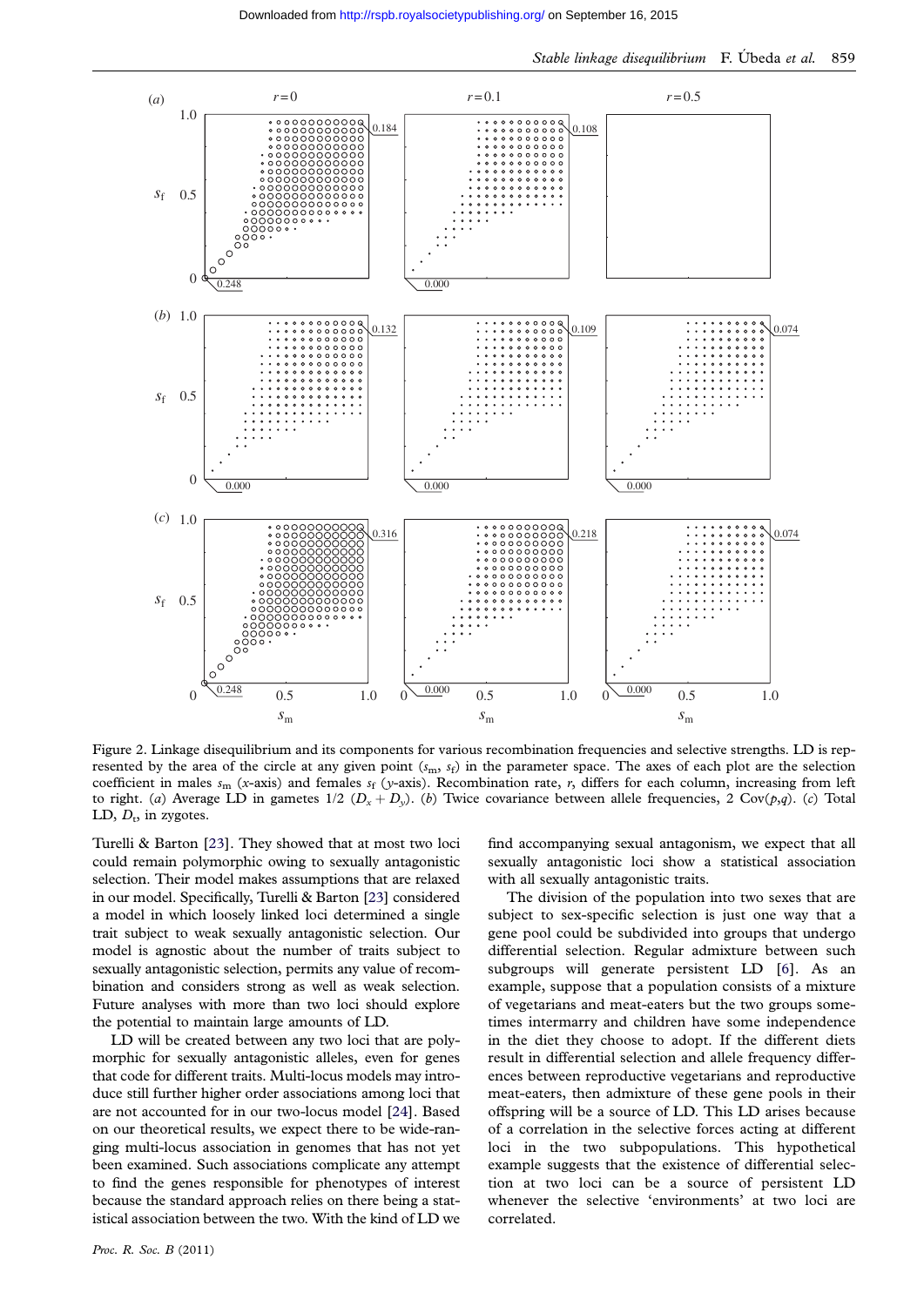Figure 2. Linkage disequilibrium and its components for various recombination frequencies and selective strengths. LD is represented by the area of the circle at any given point ($s_m$, $s_f$) in the parameter space. The axes of each plot are the selection coefficient in males $s_m$ ($x$-axis) and females $s_f$ ($y$-axis). Recombination rate, $r$, differs for each column, increasing from left to right. (*a*) Average LD in gametes 1/2 ($D_x + D_y$). (*b*) Twice covariance between allele frequencies, 2 Cov($p$,$q$). (*c*) Total LD, $D_t$, in zygotes.

Turelli & Barton [23]. They showed that at most two loci could remain polymorphic owing to sexually antagonistic selection. Their model makes assumptions that are relaxed in our model. Specifically, Turelli & Barton [23] considered a model in which loosely linked loci determined a single trait subject to weak sexually antagonistic selection. Our model is agnostic about the number of traits subject to sexually antagonistic selection, permits any value of recombination and considers strong as well as weak selection. Future analyses with more than two loci should explore the potential to maintain large amounts of LD.

LD will be created between any two loci that are polymorphic for sexually antagonistic alleles, even for genes that code for different traits. Multi-locus models may introduce still further higher order associations among loci that are not accounted for in our two-locus model [24]. Based on our theoretical results, we expect there to be wide-ranging multi-locus association in genomes that has not yet been examined. Such associations complicate any attempt to find the genes responsible for phenotypes of interest because the standard approach relies on there being a statistical association between the two. With the kind of LD we find accompanying sexual antagonism, we expect that all sexually antagonistic loci show a statistical association with all sexually antagonistic traits.

The division of the population into two sexes that are subject to sex-specific selection is just one way that a gene pool could be subdivided into groups that undergo differential selection. Regular admixture between such subgroups will generate persistent LD [6]. As an example, suppose that a population consists of a mixture of vegetarians and meat-eaters but the two groups sometimes intermarry and children have some independence in the diet they choose to adopt. If the different diets result in differential selection and allele frequency differences between reproductive vegetarians and reproductive meat-eaters, then admixture of these gene pools in their offspring will be a source of LD. This LD arises because of a correlation in the selective forces acting at different loci in the two subpopulations. This hypothetical example suggests that the existence of differential selection at two loci can be a source of persistent LD whenever the selective 'environments' at two loci are correlated.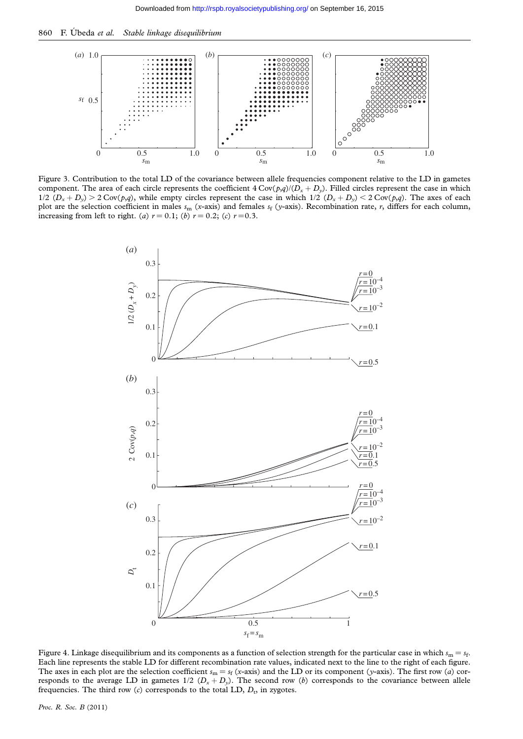Figure 3. Contribution to the total LD of the covariance between allele frequencies component relative to the LD in gametes component. The area of each circle represents the coefficient $4\,\mathrm{Cov}(p,q)/(D_x + D_y)$. Filled circles represent the case in which $1/2\ (D_x + D_y) > 2\,\mathrm{Cov}(p,q)$, while empty circles represent the case in which $1/2\ (D_x + D_y) < 2\,\mathrm{Cov}(p,q)$. The axes of each plot are the selection coefficient in males $s_m$ (*x*-axis) and females $s_f$ (*y*-axis). Recombination rate, $r$, differs for each column, increasing from left to right. (*a*) $r = 0.1$; (*b*) $r = 0.2$; (*c*) $r = 0.3$.

Figure 4. Linkage disequilibrium and its components as a function of selection strength for the particular case in which $s_m = s_f$. Each line represents the stable LD for different recombination rate values, indicated next to the line to the right of each figure. The axes in each plot are the selection coefficient $s_m = s_f$ (*x*-axis) and the LD or its component (*y*-axis). The first row (*a*) corresponds to the average LD in gametes $1/2\ (D_x + D_y)$. The second row (*b*) corresponds to the covariance between allele frequencies. The third row (*c*) corresponds to the total LD, $D_t$, in zygotes.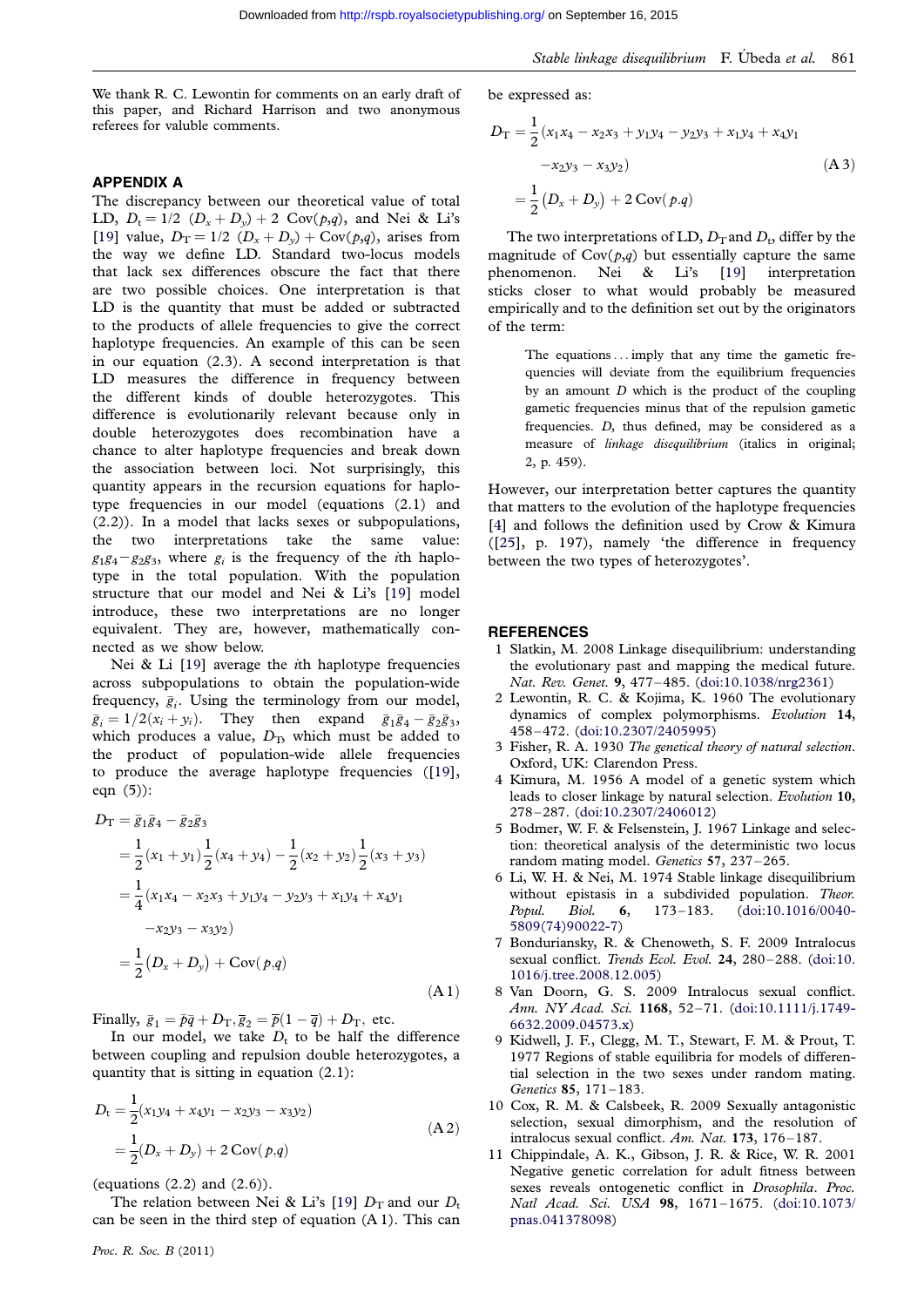We thank R. C. Lewontin for comments on an early draft of this paper, and Richard Harrison and two anonymous referees for valuble comments.

## APPENDIX A

The discrepancy between our theoretical value of total LD, $D_t = 1/2\ (D_x + D_y) + 2\ \mathrm{Cov}(p,q)$, and Nei & Li's [19] value, $D_T = 1/2\ (D_x + D_y) + \mathrm{Cov}(p,q)$, arises from the way we define LD. Standard two-locus models that lack sex differences obscure the fact that there are two possible choices. One interpretation is that LD is the quantity that must be added or subtracted to the products of allele frequencies to give the correct haplotype frequencies. An example of this can be seen in our equation (2.3). A second interpretation is that LD measures the difference in frequency between the different kinds of double heterozygotes. This difference is evolutionarily relevant because only in double heterozygotes does recombination have a chance to alter haplotype frequencies and break down the association between loci. Not surprisingly, this quantity appears in the recursion equations for haplotype frequencies in our model (equations (2.1) and (2.2)). In a model that lacks sexes or subpopulations, the two interpretations take the same value: $g_1g_4 - g_2g_3$, where $g_i$ is the frequency of the $i$th haplotype in the total population. With the population structure that our model and Nei & Li's [19] model introduce, these two interpretations are no longer equivalent. They are, however, mathematically connected as we show below.

Nei & Li [19] average the $i$th haplotype frequencies across subpopulations to obtain the population-wide frequency, $\bar{g}_i$. Using the terminology from our model, $\bar{g}_i = 1/2(x_i + y_i)$. They then expand $\bar{g}_1\bar{g}_4 - \bar{g}_2\bar{g}_3$, which produces a value, $D_T$, which must be added to the product of population-wide allele frequencies to produce the average haplotype frequencies ([19], eqn (5)):

$$
\begin{aligned}
D_T &= \bar{g}_1\bar{g}_4 - \bar{g}_2\bar{g}_3 \\
&= \frac{1}{2}(x_1 + y_1)\frac{1}{2}(x_4 + y_4) - \frac{1}{2}(x_2 + y_2)\frac{1}{2}(x_3 + y_3) \\
&= \frac{1}{4}(x_1x_4 - x_2x_3 + y_1y_4 - y_2y_3 + x_1y_4 + x_4y_1 \\
&\quad - x_2y_3 - x_3y_2) \\
&= \frac{1}{2}\left(D_x + D_y\right) + \mathrm{Cov}(p,q)
\end{aligned}
\tag{A 1}
$$

Finally, $\bar{g}_1 = \bar{p}\bar{q} + D_T, \bar{g}_2 = \bar{p}(1 - \bar{q}) + D_T$, etc.

In our model, we take $D_t$ to be half the difference between coupling and repulsion double heterozygotes, a quantity that is sitting in equation (2.1):

$$
\begin{aligned}
D_t &= \frac{1}{2}(x_1y_4 + x_4y_1 - x_2y_3 - x_3y_2) \\
&= \frac{1}{2}(D_x + D_y) + 2\,\mathrm{Cov}(p,q)
\end{aligned}
\tag{A 2}
$$

(equations (2.2) and (2.6)).

The relation between Nei & Li's [19] $D_T$ and our $D_t$ can be seen in the third step of equation (A 1). This can be expressed as:

$$
\begin{aligned}
D_T &= \frac{1}{2}(x_1x_4 - x_2x_3 + y_1y_4 - y_2y_3 + x_1y_4 + x_4y_1 \\
&\quad - x_2y_3 - x_3y_2) \\
&= \frac{1}{2}\left(D_x + D_y\right) + 2\,\mathrm{Cov}(p.q)
\end{aligned}
\tag{A 3}
$$

The two interpretations of LD, $D_T$ and $D_t$, differ by the magnitude of $\mathrm{Cov}(p,q)$ but essentially capture the same phenomenon. Nei & Li's [19] interpretation sticks closer to what would probably be measured empirically and to the definition set out by the originators of the term:

> The equations ... imply that any time the gametic frequencies will deviate from the equilibrium frequencies by an amount $D$ which is the product of the coupling gametic frequencies minus that of the repulsion gametic frequencies. $D$, thus defined, may be considered as a measure of *linkage disequilibrium* (italics in original; 2, p. 459).

However, our interpretation better captures the quantity that matters to the evolution of the haplotype frequencies [4] and follows the definition used by Crow & Kimura ([25], p. 197), namely 'the difference in frequency between the two types of heterozygotes'.

## REFERENCES

1. Slatkin, M. 2008 Linkage disequilibrium: understanding the evolutionary past and mapping the medical future. *Nat. Rev. Genet.* **9**, 477–485. (doi:10.1038/nrg2361)
2. Lewontin, R. C. & Kojima, K. 1960 The evolutionary dynamics of complex polymorphisms. *Evolution* **14**, 458–472. (doi:10.2307/2405995)
3. Fisher, R. A. 1930 *The genetical theory of natural selection*. Oxford, UK: Clarendon Press.
4. Kimura, M. 1956 A model of a genetic system which leads to closer linkage by natural selection. *Evolution* **10**, 278–287. (doi:10.2307/2406012)
5. Bodmer, W. F. & Felsenstein, J. 1967 Linkage and selection: theoretical analysis of the deterministic two locus random mating model. *Genetics* **57**, 237–265.
6. Li, W. H. & Nei, M. 1974 Stable linkage disequilibrium without epistasis in a subdivided population. *Theor. Popul. Biol.* **6**, 173–183. (doi:10.1016/0040-5809(74)90022-7)
7. Bonduriansky, R. & Chenoweth, S. F. 2009 Intralocus sexual conflict. *Trends Ecol. Evol.* **24**, 280–288. (doi:10.1016/j.tree.2008.12.005)
8. Van Doorn, G. S. 2009 Intralocus sexual conflict. *Ann. NY Acad. Sci.* **1168**, 52–71. (doi:10.1111/j.1749-6632.2009.04573.x)
9. Kidwell, J. F., Clegg, M. T., Stewart, F. M. & Prout, T. 1977 Regions of stable equilibria for models of differential selection in the two sexes under random mating. *Genetics* **85**, 171–183.
10. Cox, R. M. & Calsbeek, R. 2009 Sexually antagonistic selection, sexual dimorphism, and the resolution of intralocus sexual conflict. *Am. Nat.* **173**, 176–187.
11. Chippindale, A. K., Gibson, J. R. & Rice, W. R. 2001 Negative genetic correlation for adult fitness between sexes reveals ontogenetic conflict in *Drosophila*. *Proc. Natl Acad. Sci. USA* **98**, 1671–1675. (doi:10.1073/pnas.041378098)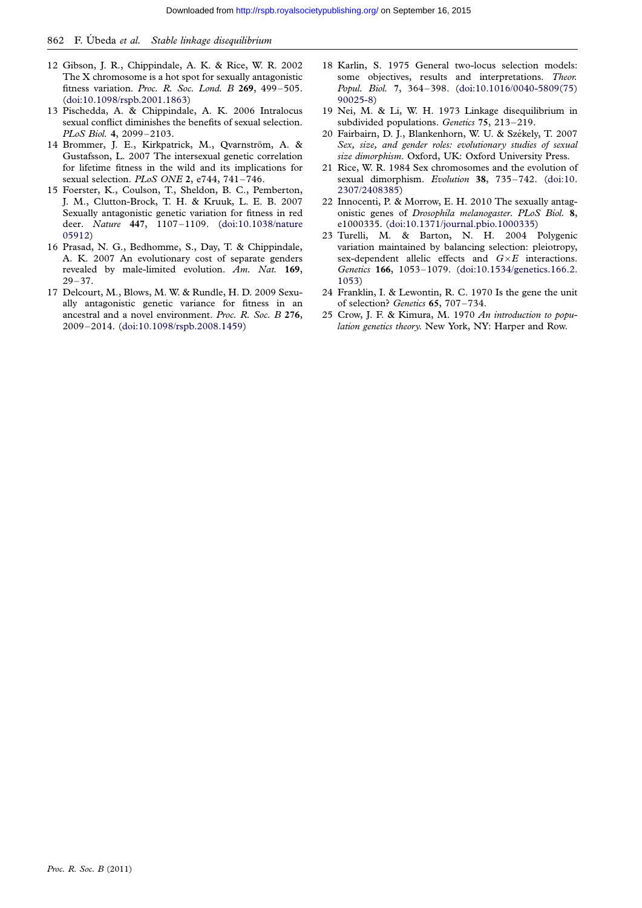12 Gibson, J. R., Chippindale, A. K. & Rice, W. R. 2002 The X chromosome is a hot spot for sexually antagonistic fitness variation. *Proc. R. Soc. Lond. B* **269**, 499–505. (doi:10.1098/rspb.2001.1863)

13 Pischedda, A. & Chippindale, A. K. 2006 Intralocus sexual conflict diminishes the benefits of sexual selection. *PLoS Biol.* **4**, 2099–2103.

14 Brommer, J. E., Kirkpatrick, M., Qvarnström, A. & Gustafsson, L. 2007 The intersexual genetic correlation for lifetime fitness in the wild and its implications for sexual selection. *PLoS ONE* **2**, e744, 741–746.

15 Foerster, K., Coulson, T., Sheldon, B. C., Pemberton, J. M., Clutton-Brock, T. H. & Kruuk, L. E. B. 2007 Sexually antagonistic genetic variation for fitness in red deer. *Nature* **447**, 1107–1109. (doi:10.1038/nature05912)

16 Prasad, N. G., Bedhomme, S., Day, T. & Chippindale, A. K. 2007 An evolutionary cost of separate genders revealed by male-limited evolution. *Am. Nat.* **169**, 29–37.

17 Delcourt, M., Blows, M. W. & Rundle, H. D. 2009 Sexually antagonistic genetic variance for fitness in an ancestral and a novel environment. *Proc. R. Soc. B* **276**, 2009–2014. (doi:10.1098/rspb.2008.1459)

18 Karlin, S. 1975 General two-locus selection models: some objectives, results and interpretations. *Theor. Popul. Biol.* **7**, 364–398. (doi:10.1016/0040-5809(75)90025-8)

19 Nei, M. & Li, W. H. 1973 Linkage disequilibrium in subdivided populations. *Genetics* **75**, 213–219.

20 Fairbairn, D. J., Blankenhorn, W. U. & Székely, T. 2007 *Sex, size, and gender roles: evolutionary studies of sexual size dimorphism*. Oxford, UK: Oxford University Press.

21 Rice, W. R. 1984 Sex chromosomes and the evolution of sexual dimorphism. *Evolution* **38**, 735–742. (doi:10.2307/2408385)

22 Innocenti, P. & Morrow, E. H. 2010 The sexually antagonistic genes of *Drosophila melanogaster*. *PLoS Biol.* **8**, e1000335. (doi:10.1371/journal.pbio.1000335)

23 Turelli, M. & Barton, N. H. 2004 Polygenic variation maintained by balancing selection: pleiotropy, sex-dependent allelic effects and $G \times E$ interactions. *Genetics* **166**, 1053–1079. (doi:10.1534/genetics.166.2.1053)

24 Franklin, I. & Lewontin, R. C. 1970 Is the gene the unit of selection? *Genetics* **65**, 707–734.

25 Crow, J. F. & Kimura, M. 1970 *An introduction to population genetics theory*. New York, NY: Harper and Row.